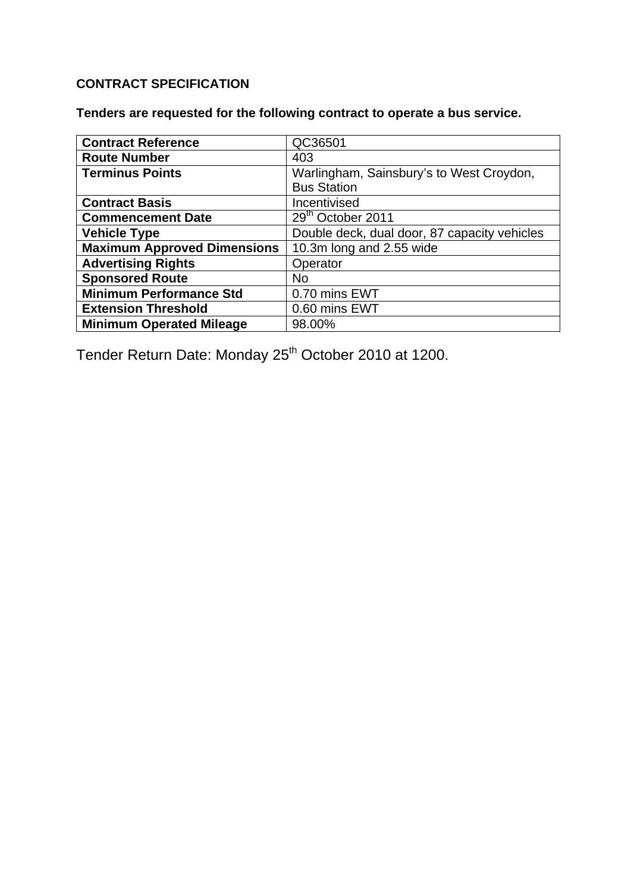**CONTRACT SPECIFICATION**

**Tenders are requested for the following contract to operate a bus service.**

| **Contract Reference** | QC36501 |
|---|---|
| **Route Number** | 403 |
| **Terminus Points** | Warlingham, Sainsbury's to West Croydon, Bus Station |
| **Contract Basis** | Incentivised |
| **Commencement Date** | 29th October 2011 |
| **Vehicle Type** | Double deck, dual door, 87 capacity vehicles |
| **Maximum Approved Dimensions** | 10.3m long and 2.55 wide |
| **Advertising Rights** | Operator |
| **Sponsored Route** | No |
| **Minimum Performance Std** | 0.70 mins EWT |
| **Extension Threshold** | 0.60 mins EWT |
| **Minimum Operated Mileage** | 98.00% |

Tender Return Date: Monday 25th October 2010 at 1200.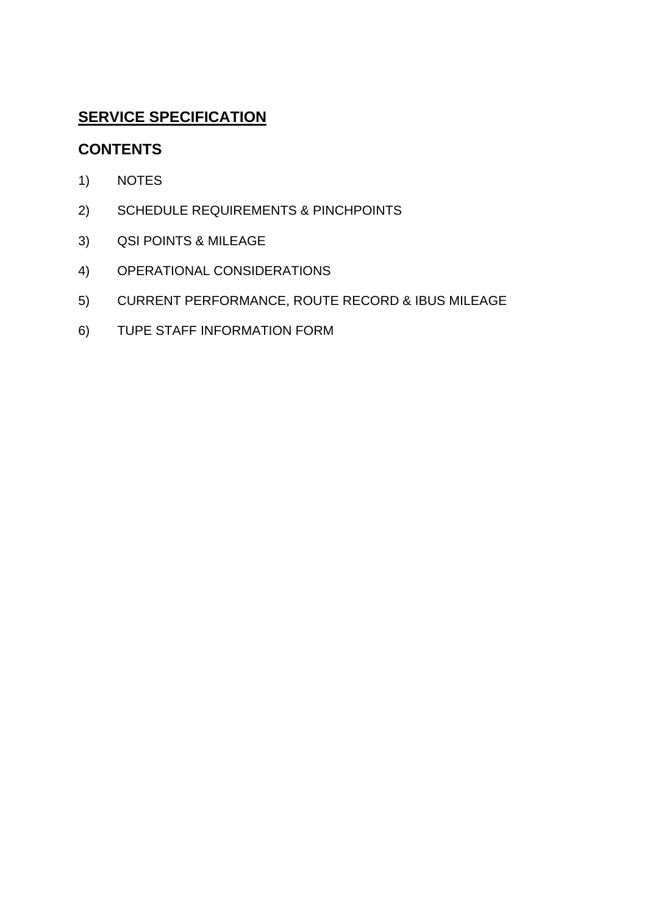## SERVICE SPECIFICATION

## CONTENTS

1) NOTES
2) SCHEDULE REQUIREMENTS & PINCHPOINTS
3) QSI POINTS & MILEAGE
4) OPERATIONAL CONSIDERATIONS
5) CURRENT PERFORMANCE, ROUTE RECORD & IBUS MILEAGE
6) TUPE STAFF INFORMATION FORM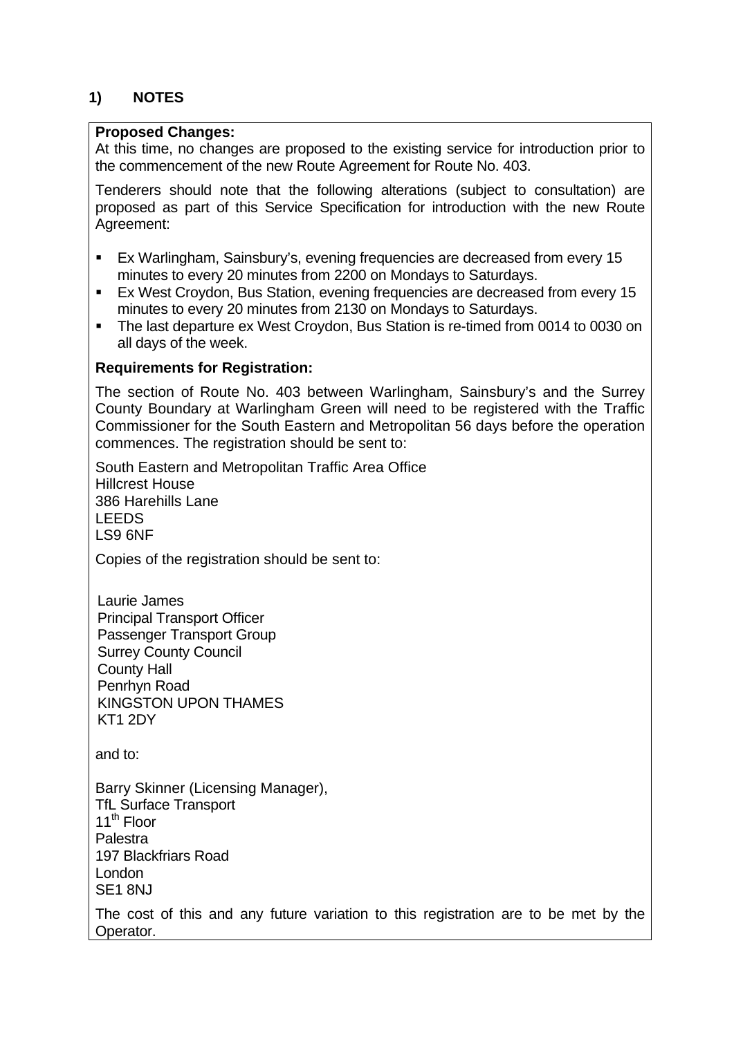## 1) NOTES

**Proposed Changes:**

At this time, no changes are proposed to the existing service for introduction prior to the commencement of the new Route Agreement for Route No. 403.

Tenderers should note that the following alterations (subject to consultation) are proposed as part of this Service Specification for introduction with the new Route Agreement:

- Ex Warlingham, Sainsbury's, evening frequencies are decreased from every 15 minutes to every 20 minutes from 2200 on Mondays to Saturdays.
- Ex West Croydon, Bus Station, evening frequencies are decreased from every 15 minutes to every 20 minutes from 2130 on Mondays to Saturdays.
- The last departure ex West Croydon, Bus Station is re-timed from 0014 to 0030 on all days of the week.

**Requirements for Registration:**

The section of Route No. 403 between Warlingham, Sainsbury's and the Surrey County Boundary at Warlingham Green will need to be registered with the Traffic Commissioner for the South Eastern and Metropolitan 56 days before the operation commences. The registration should be sent to:

South Eastern and Metropolitan Traffic Area Office
Hillcrest House
386 Harehills Lane
LEEDS
LS9 6NF

Copies of the registration should be sent to:

Laurie James
Principal Transport Officer
Passenger Transport Group
Surrey County Council
County Hall
Penrhyn Road
KINGSTON UPON THAMES
KT1 2DY

and to:

Barry Skinner (Licensing Manager),
TfL Surface Transport
11th Floor
Palestra
197 Blackfriars Road
London
SE1 8NJ

The cost of this and any future variation to this registration are to be met by the Operator.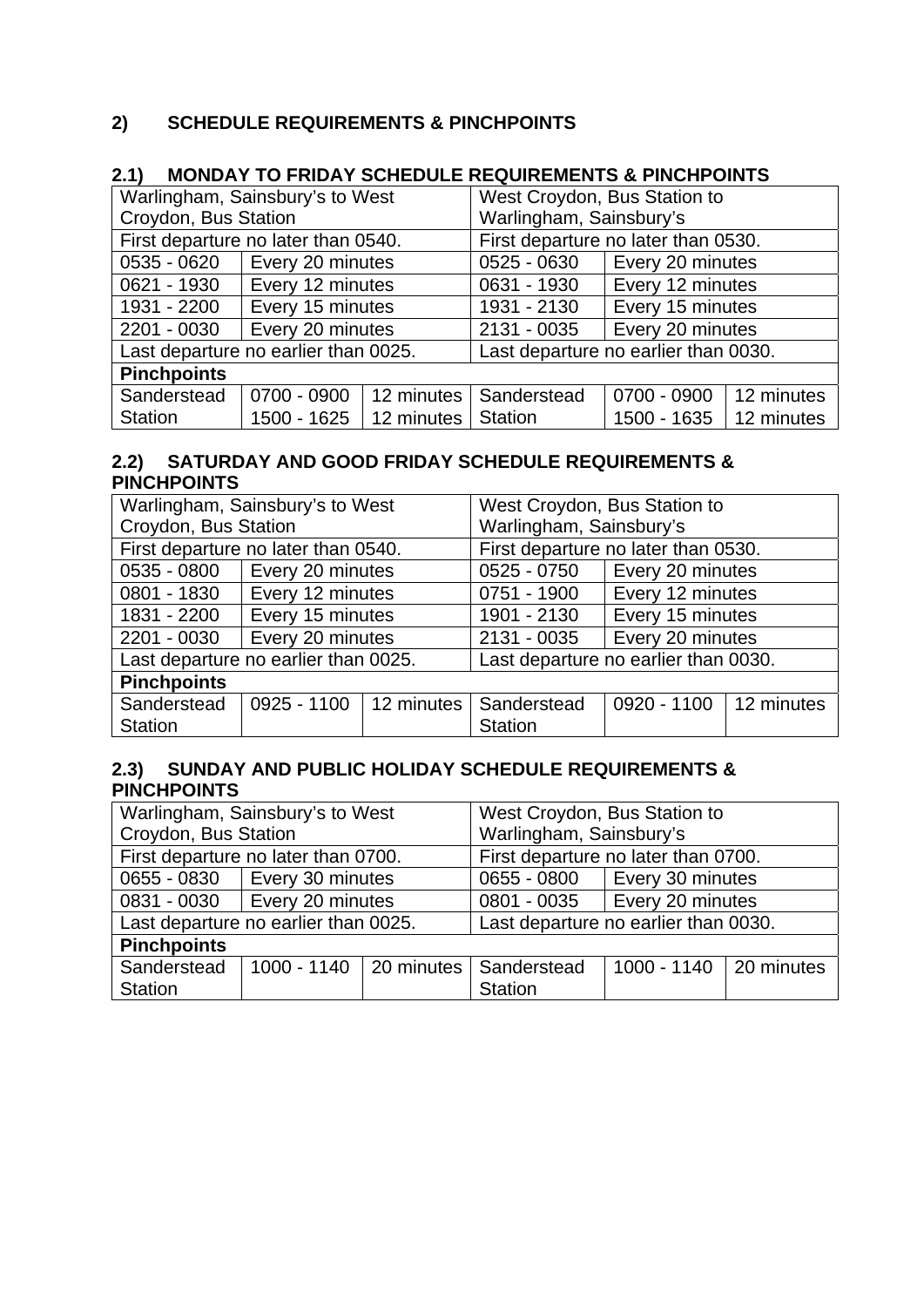## 2) SCHEDULE REQUIREMENTS & PINCHPOINTS

### 2.1) MONDAY TO FRIDAY SCHEDULE REQUIREMENTS & PINCHPOINTS

| Warlingham, Sainsbury's to West Croydon, Bus Station | | | West Croydon, Bus Station to Warlingham, Sainsbury's | | |
|---|---|---|---|---|---|
| First departure no later than 0540. | | | First departure no later than 0530. | | |
| 0535 - 0620 | Every 20 minutes | | 0525 - 0630 | Every 20 minutes | |
| 0621 - 1930 | Every 12 minutes | | 0631 - 1930 | Every 12 minutes | |
| 1931 - 2200 | Every 15 minutes | | 1931 - 2130 | Every 15 minutes | |
| 2201 - 0030 | Every 20 minutes | | 2131 - 0035 | Every 20 minutes | |
| Last departure no earlier than 0025. | | | Last departure no earlier than 0030. | | |
| **Pinchpoints** | | | | | |
| Sanderstead Station | 0700 - 0900<br>1500 - 1625 | 12 minutes<br>12 minutes | Sanderstead Station | 0700 - 0900<br>1500 - 1635 | 12 minutes<br>12 minutes |

### 2.2) SATURDAY AND GOOD FRIDAY SCHEDULE REQUIREMENTS & PINCHPOINTS

| Warlingham, Sainsbury's to West Croydon, Bus Station | | | West Croydon, Bus Station to Warlingham, Sainsbury's | | |
|---|---|---|---|---|---|
| First departure no later than 0540. | | | First departure no later than 0530. | | |
| 0535 - 0800 | Every 20 minutes | | 0525 - 0750 | Every 20 minutes | |
| 0801 - 1830 | Every 12 minutes | | 0751 - 1900 | Every 12 minutes | |
| 1831 - 2200 | Every 15 minutes | | 1901 - 2130 | Every 15 minutes | |
| 2201 - 0030 | Every 20 minutes | | 2131 - 0035 | Every 20 minutes | |
| Last departure no earlier than 0025. | | | Last departure no earlier than 0030. | | |
| **Pinchpoints** | | | | | |
| Sanderstead Station | 0925 - 1100 | 12 minutes | Sanderstead Station | 0920 - 1100 | 12 minutes |

### 2.3) SUNDAY AND PUBLIC HOLIDAY SCHEDULE REQUIREMENTS & PINCHPOINTS

| Warlingham, Sainsbury's to West Croydon, Bus Station | | | West Croydon, Bus Station to Warlingham, Sainsbury's | | |
|---|---|---|---|---|---|
| First departure no later than 0700. | | | First departure no later than 0700. | | |
| 0655 - 0830 | Every 30 minutes | | 0655 - 0800 | Every 30 minutes | |
| 0831 - 0030 | Every 20 minutes | | 0801 - 0035 | Every 20 minutes | |
| Last departure no earlier than 0025. | | | Last departure no earlier than 0030. | | |
| **Pinchpoints** | | | | | |
| Sanderstead Station | 1000 - 1140 | 20 minutes | Sanderstead Station | 1000 - 1140 | 20 minutes |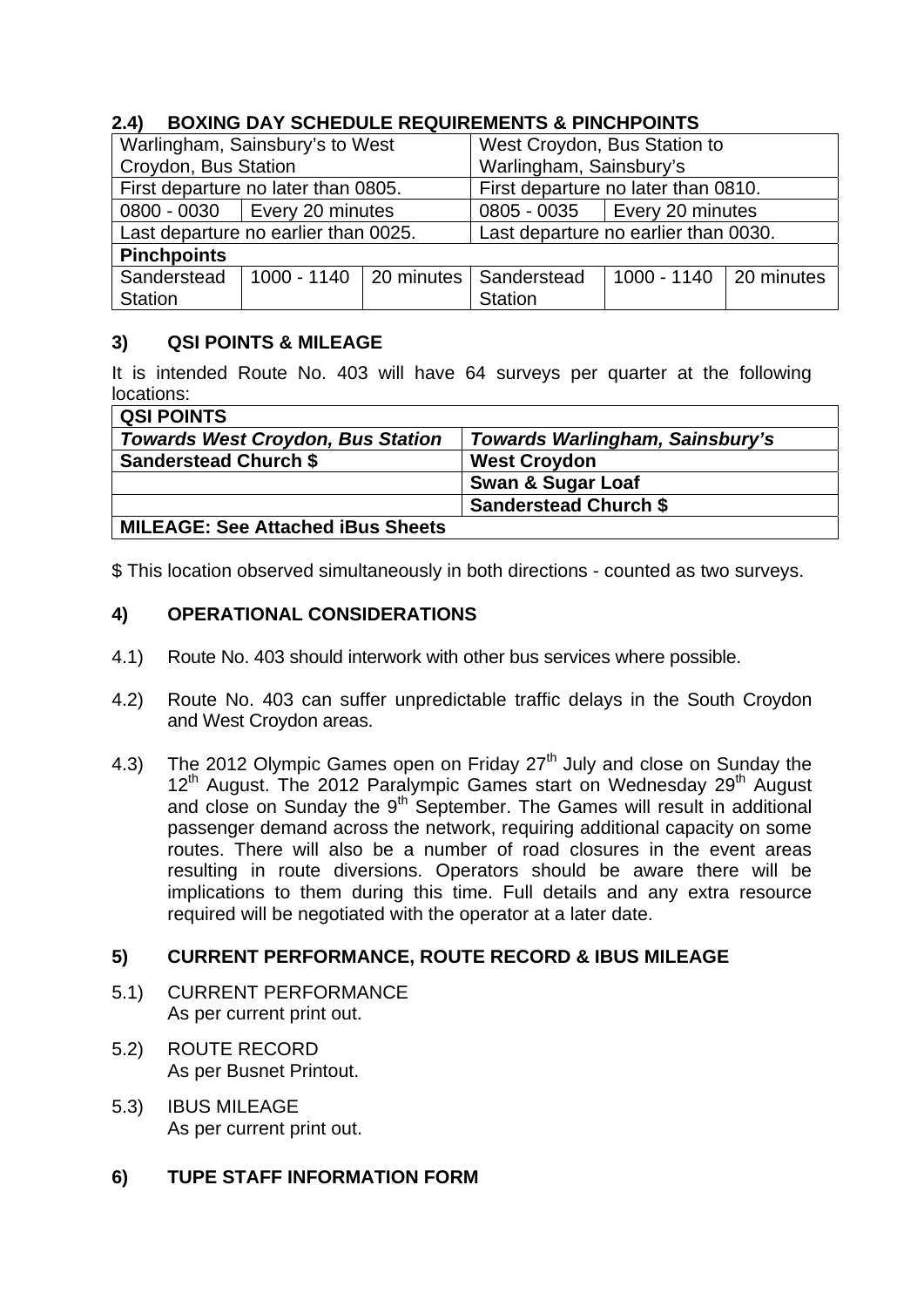## 2.4) BOXING DAY SCHEDULE REQUIREMENTS & PINCHPOINTS

| Warlingham, Sainsbury's to West Croydon, Bus Station | | | West Croydon, Bus Station to Warlingham, Sainsbury's | | |
|---|---|---|---|---|---|
| First departure no later than 0805. | | | First departure no later than 0810. | | |
| 0800 - 0030 | Every 20 minutes | | 0805 - 0035 | Every 20 minutes | |
| Last departure no earlier than 0025. | | | Last departure no earlier than 0030. | | |
| **Pinchpoints** | | | | | |
| Sanderstead Station | 1000 - 1140 | 20 minutes | Sanderstead Station | 1000 - 1140 | 20 minutes |

## 3) QSI POINTS & MILEAGE

It is intended Route No. 403 will have 64 surveys per quarter at the following locations:

| **QSI POINTS** | |
|---|---|
| ***Towards West Croydon, Bus Station*** | ***Towards Warlingham, Sainsbury's*** |
| **Sanderstead Church $** | **West Croydon** |
| | **Swan & Sugar Loaf** |
| | **Sanderstead Church $** |
| **MILEAGE: See Attached iBus Sheets** | |

$ This location observed simultaneously in both directions - counted as two surveys.

## 4) OPERATIONAL CONSIDERATIONS

4.1) Route No. 403 should interwork with other bus services where possible.

4.2) Route No. 403 can suffer unpredictable traffic delays in the South Croydon and West Croydon areas.

4.3) The 2012 Olympic Games open on Friday 27th July and close on Sunday the 12th August. The 2012 Paralympic Games start on Wednesday 29th August and close on Sunday the 9th September. The Games will result in additional passenger demand across the network, requiring additional capacity on some routes. There will also be a number of road closures in the event areas resulting in route diversions. Operators should be aware there will be implications to them during this time. Full details and any extra resource required will be negotiated with the operator at a later date.

## 5) CURRENT PERFORMANCE, ROUTE RECORD & IBUS MILEAGE

5.1) CURRENT PERFORMANCE
As per current print out.

5.2) ROUTE RECORD
As per Busnet Printout.

5.3) IBUS MILEAGE
As per current print out.

## 6) TUPE STAFF INFORMATION FORM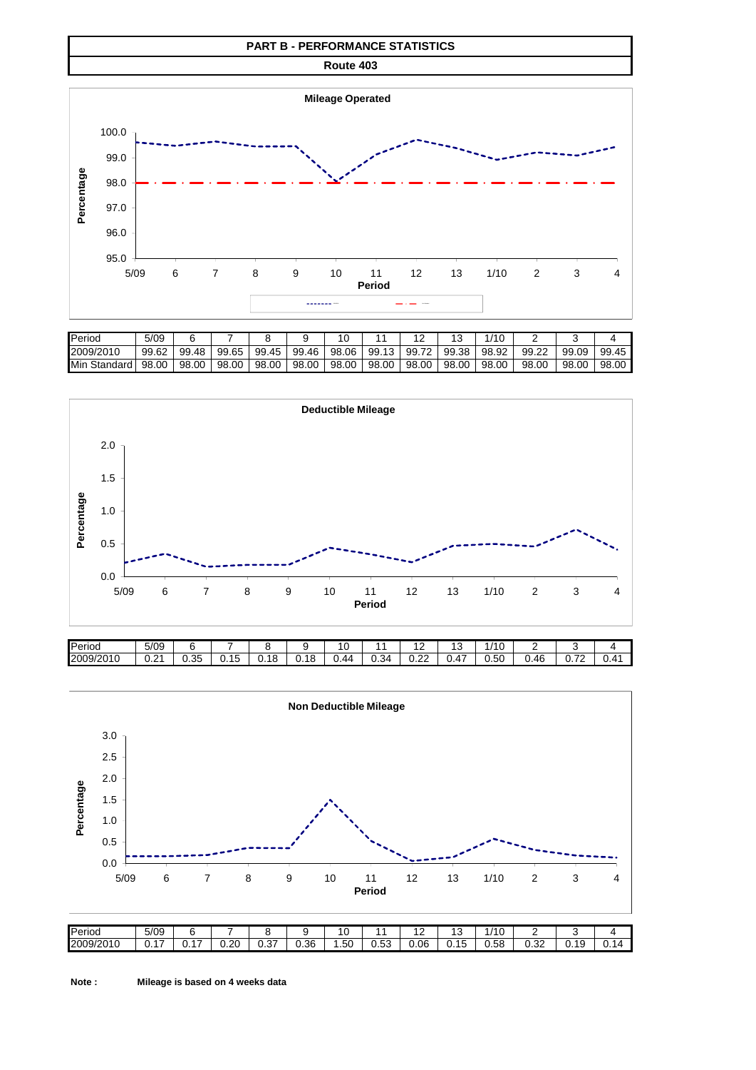# PART B - PERFORMANCE STATISTICS

## Route 403

### Mileage Operated

| Period | 5/09 | 6 | 7 | 8 | 9 | 10 | 11 | 12 | 13 | 1/10 | 2 | 3 | 4 |
|---|---|---|---|---|---|---|---|---|---|---|---|---|---|
| 2009/2010 | 99.62 | 99.48 | 99.65 | 99.45 | 99.46 | 98.06 | 99.13 | 99.72 | 99.38 | 98.92 | 99.22 | 99.09 | 99.45 |
| Min Standard | 98.00 | 98.00 | 98.00 | 98.00 | 98.00 | 98.00 | 98.00 | 98.00 | 98.00 | 98.00 | 98.00 | 98.00 | 98.00 |

### Deductible Mileage

| Period | 5/09 | 6 | 7 | 8 | 9 | 10 | 11 | 12 | 13 | 1/10 | 2 | 3 | 4 |
|---|---|---|---|---|---|---|---|---|---|---|---|---|---|
| 2009/2010 | 0.21 | 0.35 | 0.15 | 0.18 | 0.18 | 0.44 | 0.34 | 0.22 | 0.47 | 0.50 | 0.46 | 0.72 | 0.41 |

### Non Deductible Mileage

| Period | 5/09 | 6 | 7 | 8 | 9 | 10 | 11 | 12 | 13 | 1/10 | 2 | 3 | 4 |
|---|---|---|---|---|---|---|---|---|---|---|---|---|---|
| 2009/2010 | 0.17 | 0.17 | 0.20 | 0.37 | 0.36 | 1.50 | 0.53 | 0.06 | 0.15 | 0.58 | 0.32 | 0.19 | 0.14 |

**Note :** **Mileage is based on 4 weeks data**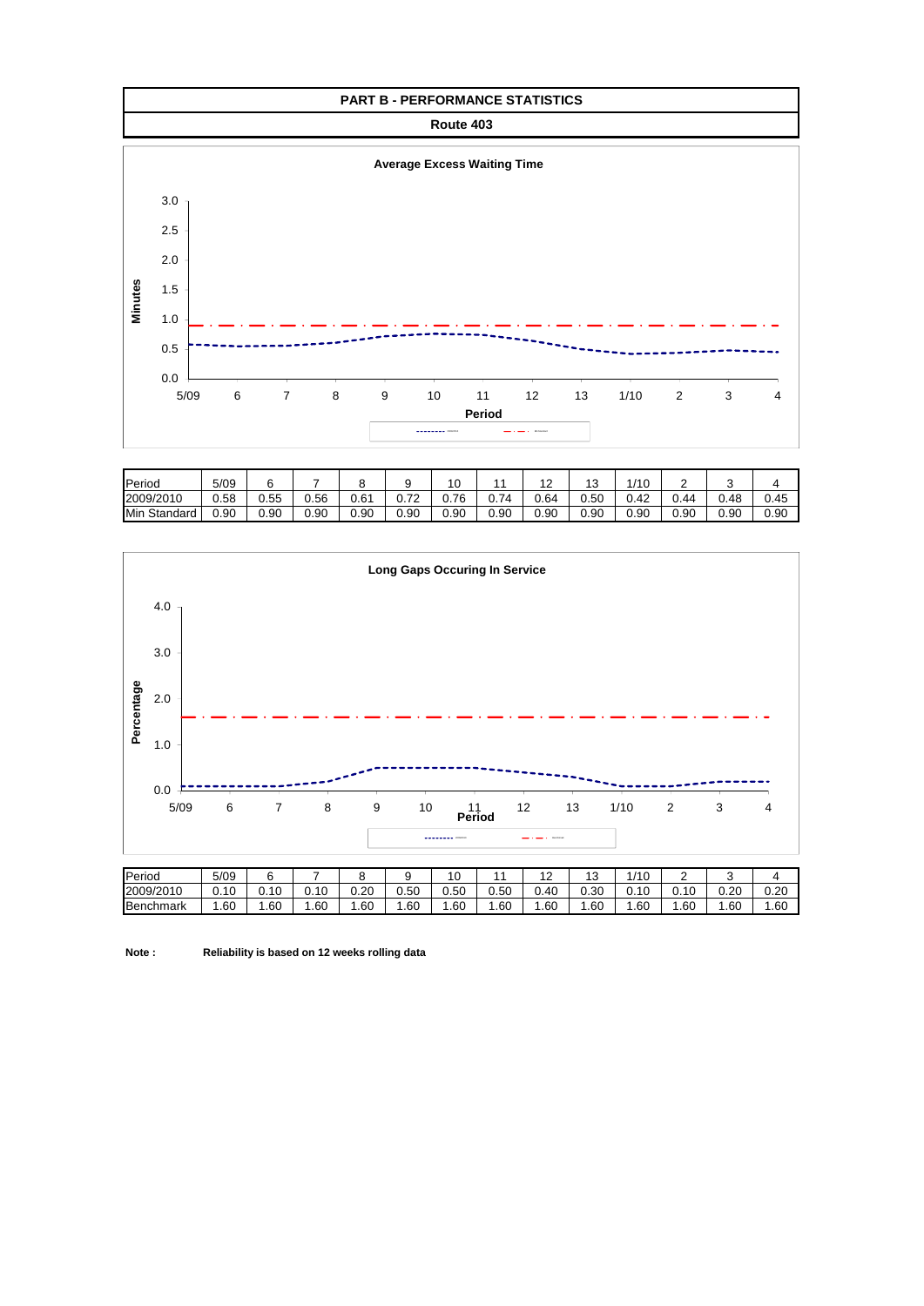## PART B - PERFORMANCE STATISTICS

### Route 403

**Average Excess Waiting Time**

| Period | 5/09 | 6 | 7 | 8 | 9 | 10 | 11 | 12 | 13 | 1/10 | 2 | 3 | 4 |
|---|---|---|---|---|---|---|---|---|---|---|---|---|---|
| 2009/2010 | 0.58 | 0.55 | 0.56 | 0.61 | 0.72 | 0.76 | 0.74 | 0.64 | 0.50 | 0.42 | 0.44 | 0.48 | 0.45 |
| Min Standard | 0.90 | 0.90 | 0.90 | 0.90 | 0.90 | 0.90 | 0.90 | 0.90 | 0.90 | 0.90 | 0.90 | 0.90 | 0.90 |

**Long Gaps Occuring In Service**

| Period | 5/09 | 6 | 7 | 8 | 9 | 10 | 11 | 12 | 13 | 1/10 | 2 | 3 | 4 |
|---|---|---|---|---|---|---|---|---|---|---|---|---|---|
| 2009/2010 | 0.10 | 0.10 | 0.10 | 0.20 | 0.50 | 0.50 | 0.50 | 0.40 | 0.30 | 0.10 | 0.10 | 0.20 | 0.20 |
| Benchmark | 1.60 | 1.60 | 1.60 | 1.60 | 1.60 | 1.60 | 1.60 | 1.60 | 1.60 | 1.60 | 1.60 | 1.60 | 1.60 |

**Note :** **Reliability is based on 12 weeks rolling data**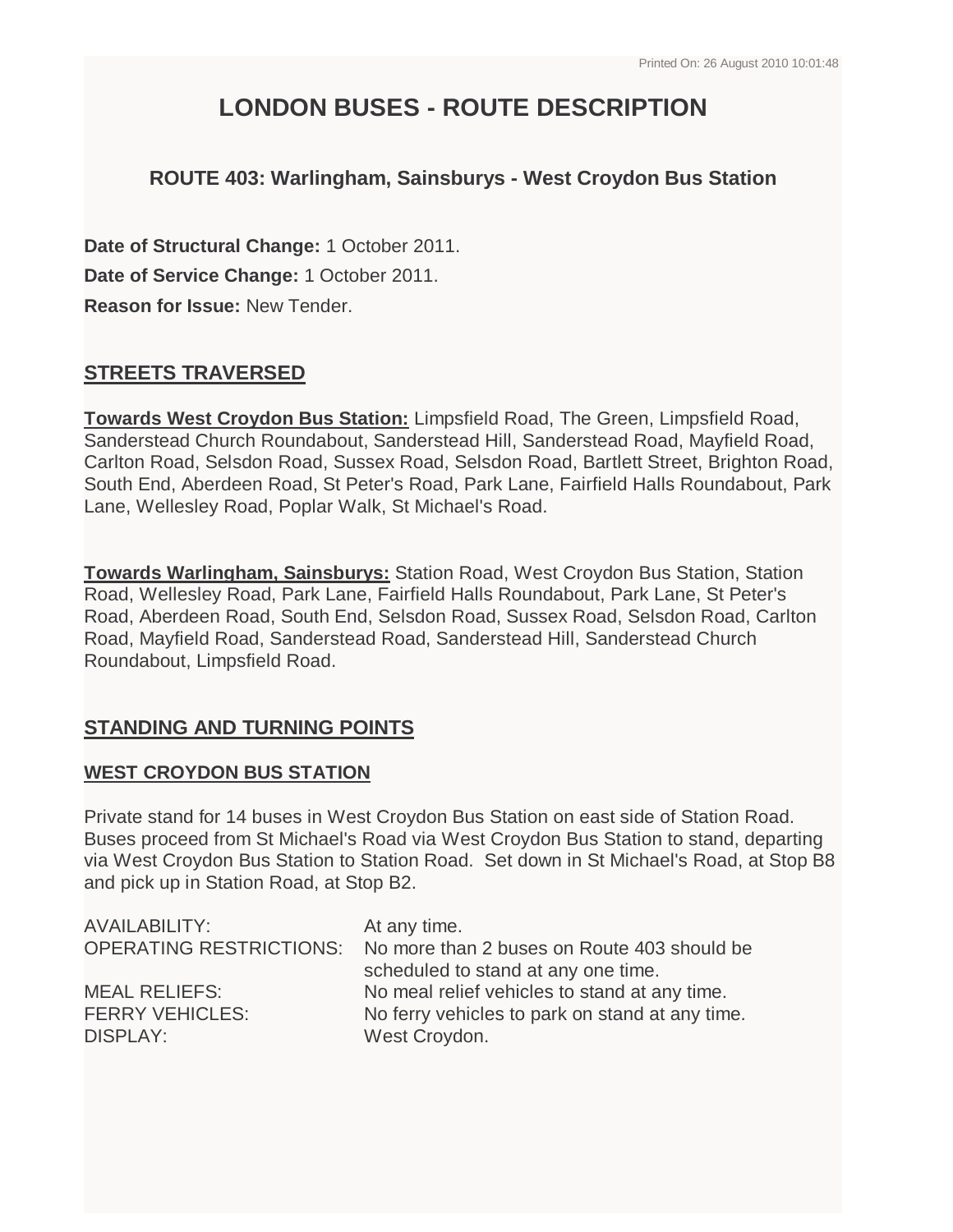# LONDON BUSES - ROUTE DESCRIPTION

### ROUTE 403: Warlingham, Sainsburys - West Croydon Bus Station

**Date of Structural Change:** 1 October 2011.

**Date of Service Change:** 1 October 2011.

**Reason for Issue:** New Tender.

## STREETS TRAVERSED

**Towards West Croydon Bus Station:** Limpsfield Road, The Green, Limpsfield Road, Sanderstead Church Roundabout, Sanderstead Hill, Sanderstead Road, Mayfield Road, Carlton Road, Selsdon Road, Sussex Road, Selsdon Road, Bartlett Street, Brighton Road, South End, Aberdeen Road, St Peter's Road, Park Lane, Fairfield Halls Roundabout, Park Lane, Wellesley Road, Poplar Walk, St Michael's Road.

**Towards Warlingham, Sainsburys:** Station Road, West Croydon Bus Station, Station Road, Wellesley Road, Park Lane, Fairfield Halls Roundabout, Park Lane, St Peter's Road, Aberdeen Road, South End, Selsdon Road, Sussex Road, Selsdon Road, Carlton Road, Mayfield Road, Sanderstead Road, Sanderstead Hill, Sanderstead Church Roundabout, Limpsfield Road.

## STANDING AND TURNING POINTS

### WEST CROYDON BUS STATION

Private stand for 14 buses in West Croydon Bus Station on east side of Station Road. Buses proceed from St Michael's Road via West Croydon Bus Station to stand, departing via West Croydon Bus Station to Station Road. Set down in St Michael's Road, at Stop B8 and pick up in Station Road, at Stop B2.

| | |
|---|---|
| AVAILABILITY: | At any time. |
| OPERATING RESTRICTIONS: | No more than 2 buses on Route 403 should be scheduled to stand at any one time. |
| MEAL RELIEFS: | No meal relief vehicles to stand at any time. |
| FERRY VEHICLES: | No ferry vehicles to park on stand at any time. |
| DISPLAY: | West Croydon. |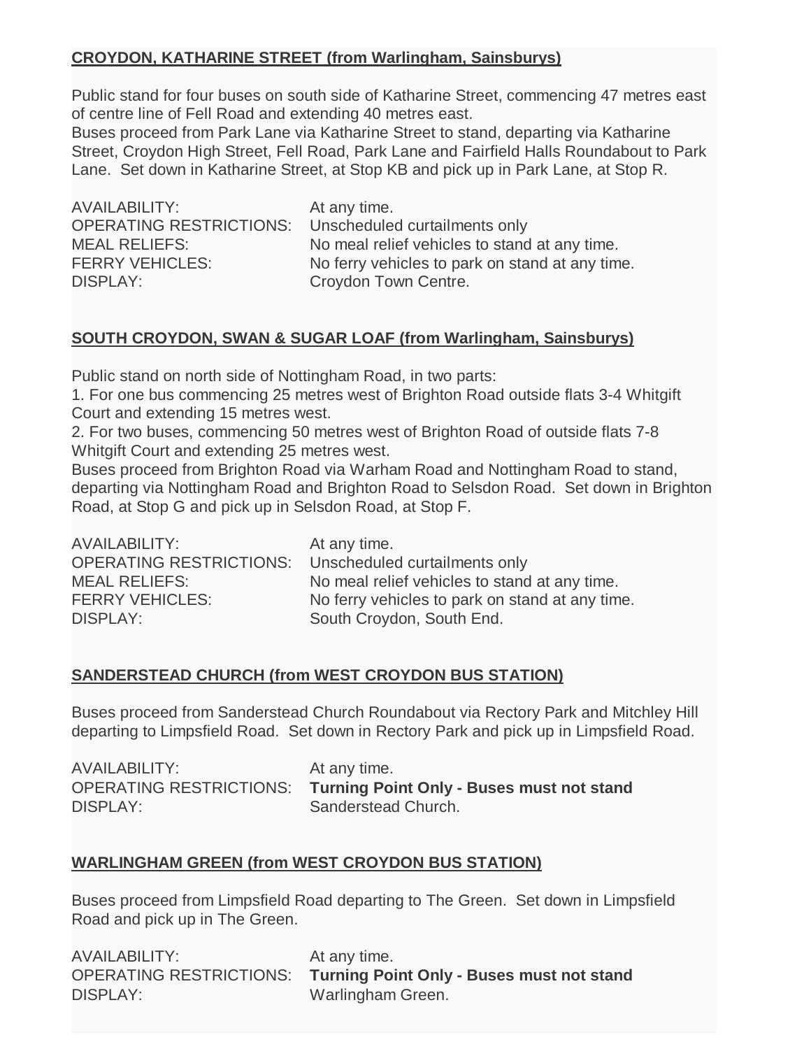## CROYDON, KATHARINE STREET (from Warlingham, Sainsburys)

Public stand for four buses on south side of Katharine Street, commencing 47 metres east of centre line of Fell Road and extending 40 metres east.
Buses proceed from Park Lane via Katharine Street to stand, departing via Katharine Street, Croydon High Street, Fell Road, Park Lane and Fairfield Halls Roundabout to Park Lane. Set down in Katharine Street, at Stop KB and pick up in Park Lane, at Stop R.

| | |
|---|---|
| AVAILABILITY: | At any time. |
| OPERATING RESTRICTIONS: | Unscheduled curtailments only |
| MEAL RELIEFS: | No meal relief vehicles to stand at any time. |
| FERRY VEHICLES: | No ferry vehicles to park on stand at any time. |
| DISPLAY: | Croydon Town Centre. |

## SOUTH CROYDON, SWAN & SUGAR LOAF (from Warlingham, Sainsburys)

Public stand on north side of Nottingham Road, in two parts:
1. For one bus commencing 25 metres west of Brighton Road outside flats 3-4 Whitgift Court and extending 15 metres west.
2. For two buses, commencing 50 metres west of Brighton Road of outside flats 7-8 Whitgift Court and extending 25 metres west.
Buses proceed from Brighton Road via Warham Road and Nottingham Road to stand, departing via Nottingham Road and Brighton Road to Selsdon Road. Set down in Brighton Road, at Stop G and pick up in Selsdon Road, at Stop F.

| | |
|---|---|
| AVAILABILITY: | At any time. |
| OPERATING RESTRICTIONS: | Unscheduled curtailments only |
| MEAL RELIEFS: | No meal relief vehicles to stand at any time. |
| FERRY VEHICLES: | No ferry vehicles to park on stand at any time. |
| DISPLAY: | South Croydon, South End. |

## SANDERSTEAD CHURCH (from WEST CROYDON BUS STATION)

Buses proceed from Sanderstead Church Roundabout via Rectory Park and Mitchley Hill departing to Limpsfield Road. Set down in Rectory Park and pick up in Limpsfield Road.

| | |
|---|---|
| AVAILABILITY: | At any time. |
| OPERATING RESTRICTIONS: | **Turning Point Only - Buses must not stand** |
| DISPLAY: | Sanderstead Church. |

## WARLINGHAM GREEN (from WEST CROYDON BUS STATION)

Buses proceed from Limpsfield Road departing to The Green. Set down in Limpsfield Road and pick up in The Green.

| | |
|---|---|
| AVAILABILITY: | At any time. |
| OPERATING RESTRICTIONS: | **Turning Point Only - Buses must not stand** |
| DISPLAY: | Warlingham Green. |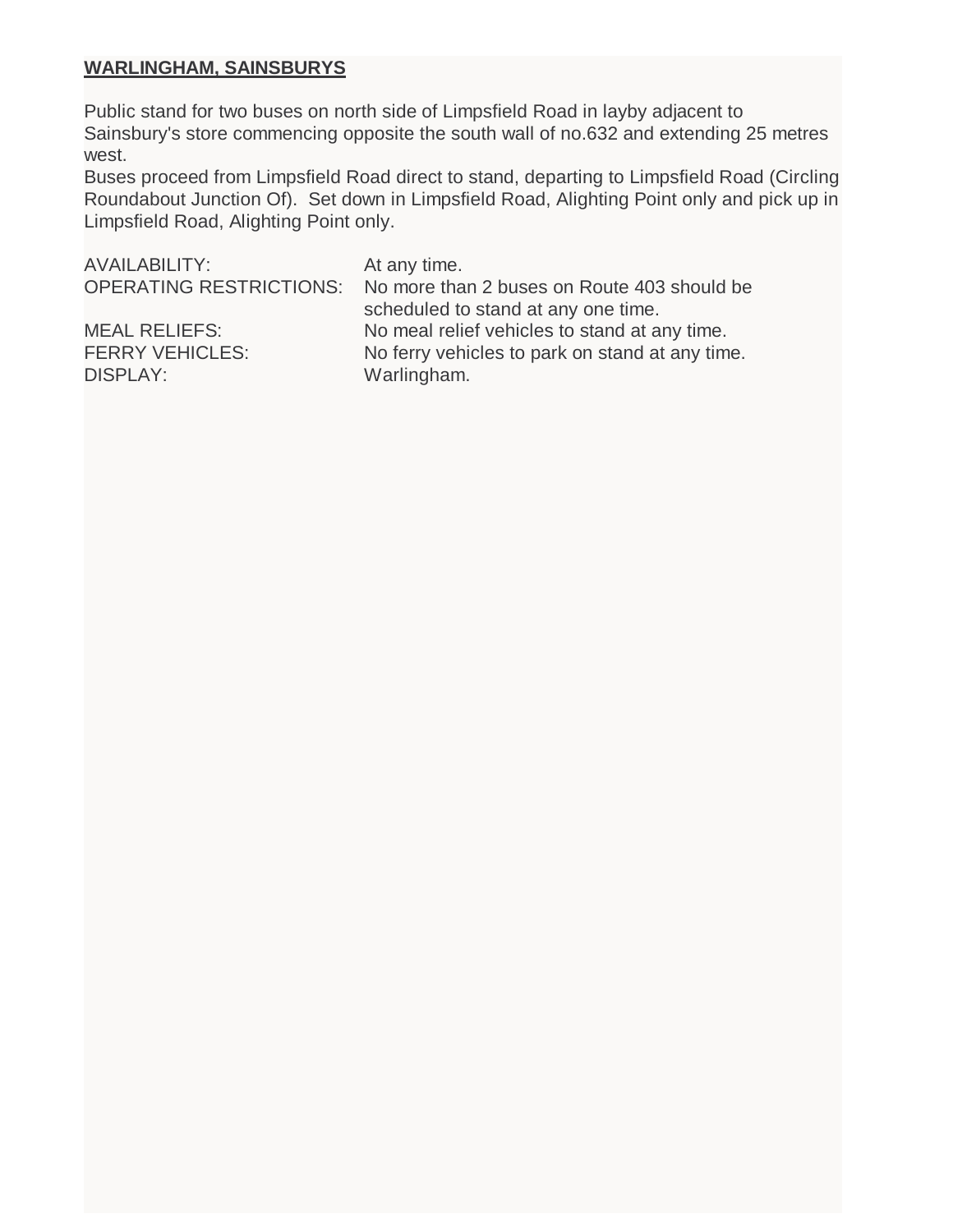**WARLINGHAM, SAINSBURYS**

Public stand for two buses on north side of Limpsfield Road in layby adjacent to Sainsbury's store commencing opposite the south wall of no.632 and extending 25 metres west.
Buses proceed from Limpsfield Road direct to stand, departing to Limpsfield Road (Circling Roundabout Junction Of). Set down in Limpsfield Road, Alighting Point only and pick up in Limpsfield Road, Alighting Point only.

| | |
|---|---|
| AVAILABILITY: | At any time. |
| OPERATING RESTRICTIONS: | No more than 2 buses on Route 403 should be scheduled to stand at any one time. |
| MEAL RELIEFS: | No meal relief vehicles to stand at any time. |
| FERRY VEHICLES: | No ferry vehicles to park on stand at any time. |
| DISPLAY: | Warlingham. |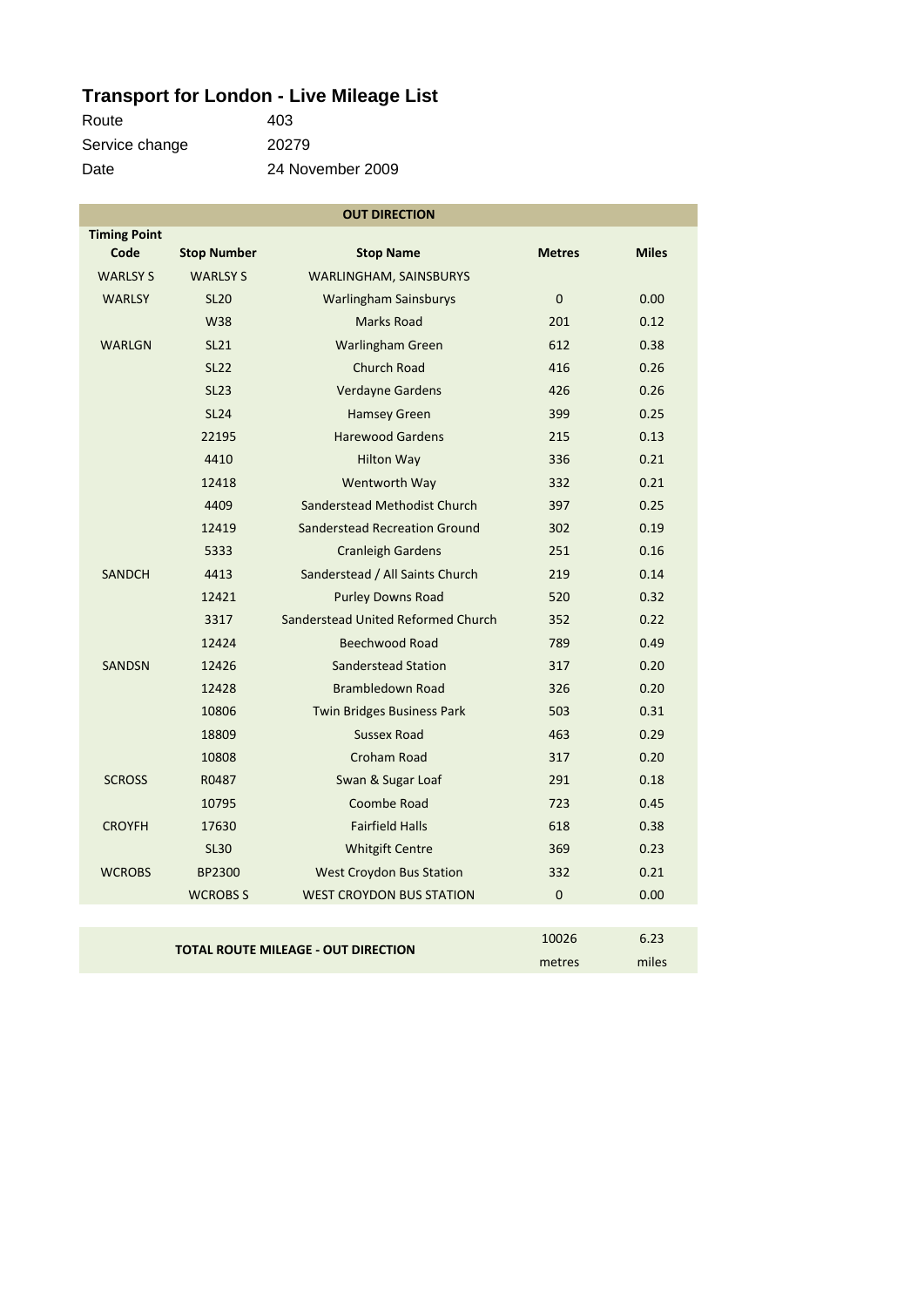## Transport for London - Live Mileage List

| | |
|---|---|
| Route | 403 |
| Service change | 20279 |
| Date | 24 November 2009 |

**OUT DIRECTION**

| Timing Point Code | Stop Number | Stop Name | Metres | Miles |
|---|---|---|---|---|
| WARLSY S | WARLSY S | WARLINGHAM, SAINSBURYS | | |
| WARLSY | SL20 | Warlingham Sainsburys | 0 | 0.00 |
| | W38 | Marks Road | 201 | 0.12 |
| WARLGN | SL21 | Warlingham Green | 612 | 0.38 |
| | SL22 | Church Road | 416 | 0.26 |
| | SL23 | Verdayne Gardens | 426 | 0.26 |
| | SL24 | Hamsey Green | 399 | 0.25 |
| | 22195 | Harewood Gardens | 215 | 0.13 |
| | 4410 | Hilton Way | 336 | 0.21 |
| | 12418 | Wentworth Way | 332 | 0.21 |
| | 4409 | Sanderstead Methodist Church | 397 | 0.25 |
| | 12419 | Sanderstead Recreation Ground | 302 | 0.19 |
| | 5333 | Cranleigh Gardens | 251 | 0.16 |
| SANDCH | 4413 | Sanderstead / All Saints Church | 219 | 0.14 |
| | 12421 | Purley Downs Road | 520 | 0.32 |
| | 3317 | Sanderstead United Reformed Church | 352 | 0.22 |
| | 12424 | Beechwood Road | 789 | 0.49 |
| SANDSN | 12426 | Sanderstead Station | 317 | 0.20 |
| | 12428 | Brambledown Road | 326 | 0.20 |
| | 10806 | Twin Bridges Business Park | 503 | 0.31 |
| | 18809 | Sussex Road | 463 | 0.29 |
| | 10808 | Croham Road | 317 | 0.20 |
| SCROSS | R0487 | Swan & Sugar Loaf | 291 | 0.18 |
| | 10795 | Coombe Road | 723 | 0.45 |
| CROYFH | 17630 | Fairfield Halls | 618 | 0.38 |
| | SL30 | Whitgift Centre | 369 | 0.23 |
| WCROBS | BP2300 | West Croydon Bus Station | 332 | 0.21 |
| | WCROBS S | WEST CROYDON BUS STATION | 0 | 0.00 |

| | Metres | Miles |
|---|---|---|
| **TOTAL ROUTE MILEAGE - OUT DIRECTION** | 10026 metres | 6.23 miles |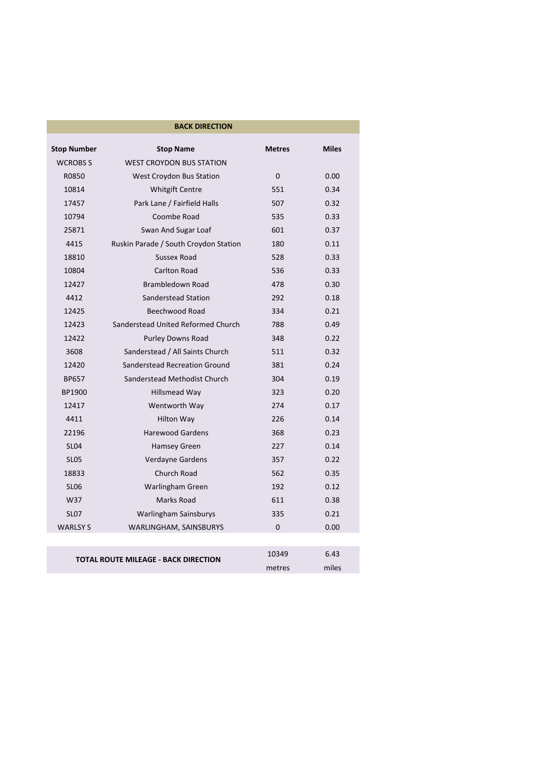| BACK DIRECTION | | | |
|---|---|---|---|
| **Stop Number** | **Stop Name** | **Metres** | **Miles** |
| WCROBS S | WEST CROYDON BUS STATION | | |
| R0850 | West Croydon Bus Station | 0 | 0.00 |
| 10814 | Whitgift Centre | 551 | 0.34 |
| 17457 | Park Lane / Fairfield Halls | 507 | 0.32 |
| 10794 | Coombe Road | 535 | 0.33 |
| 25871 | Swan And Sugar Loaf | 601 | 0.37 |
| 4415 | Ruskin Parade / South Croydon Station | 180 | 0.11 |
| 18810 | Sussex Road | 528 | 0.33 |
| 10804 | Carlton Road | 536 | 0.33 |
| 12427 | Brambledown Road | 478 | 0.30 |
| 4412 | Sanderstead Station | 292 | 0.18 |
| 12425 | Beechwood Road | 334 | 0.21 |
| 12423 | Sanderstead United Reformed Church | 788 | 0.49 |
| 12422 | Purley Downs Road | 348 | 0.22 |
| 3608 | Sanderstead / All Saints Church | 511 | 0.32 |
| 12420 | Sanderstead Recreation Ground | 381 | 0.24 |
| BP657 | Sanderstead Methodist Church | 304 | 0.19 |
| BP1900 | Hillsmead Way | 323 | 0.20 |
| 12417 | Wentworth Way | 274 | 0.17 |
| 4411 | Hilton Way | 226 | 0.14 |
| 22196 | Harewood Gardens | 368 | 0.23 |
| SL04 | Hamsey Green | 227 | 0.14 |
| SL05 | Verdayne Gardens | 357 | 0.22 |
| 18833 | Church Road | 562 | 0.35 |
| SL06 | Warlingham Green | 192 | 0.12 |
| W37 | Marks Road | 611 | 0.38 |
| SL07 | Warlingham Sainsburys | 335 | 0.21 |
| WARLSY S | WARLINGHAM, SAINSBURYS | 0 | 0.00 |

| TOTAL ROUTE MILEAGE - BACK DIRECTION | 10349 | 6.43 |
|---|---|---|
| | metres | miles |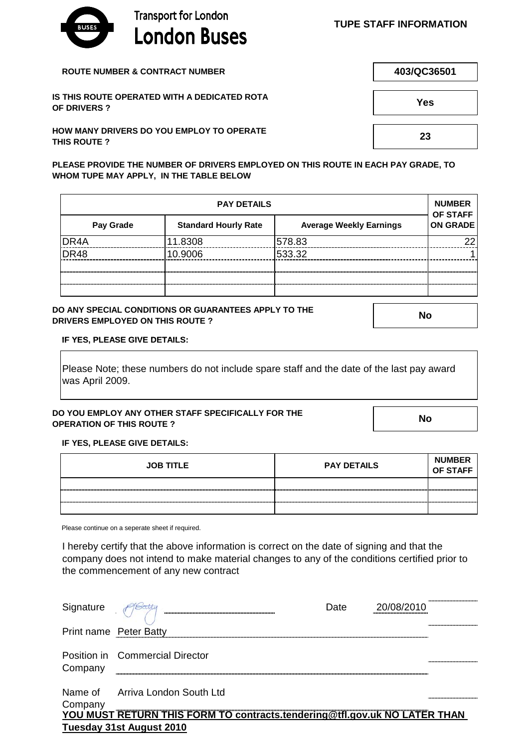Transport for London
London Buses

**TUPE STAFF INFORMATION**

| | |
|---|---|
| **ROUTE NUMBER & CONTRACT NUMBER** | **403/QC36501** |
| **IS THIS ROUTE OPERATED WITH A DEDICATED ROTA OF DRIVERS ?** | **Yes** |
| **HOW MANY DRIVERS DO YOU EMPLOY TO OPERATE THIS ROUTE ?** | **23** |

**PLEASE PROVIDE THE NUMBER OF DRIVERS EMPLOYED ON THIS ROUTE IN EACH PAY GRADE, TO WHOM TUPE MAY APPLY, IN THE TABLE BELOW**

| PAY DETAILS | | | NUMBER OF STAFF ON GRADE |
|---|---|---|---|
| **Pay Grade** | **Standard Hourly Rate** | **Average Weekly Earnings** | |
| DR4A | 11.8308 | 578.83 | 22 |
| DR48 | 10.9006 | 533.32 | 1 |
| | | | |
| | | | |
| | | | |

**DO ANY SPECIAL CONDITIONS OR GUARANTEES APPLY TO THE DRIVERS EMPLOYED ON THIS ROUTE ?** **No**

**IF YES, PLEASE GIVE DETAILS:**

Please Note; these numbers do not include spare staff and the date of the last pay award was April 2009.

**DO YOU EMPLOY ANY OTHER STAFF SPECIFICALLY FOR THE OPERATION OF THIS ROUTE ?** **No**

**IF YES, PLEASE GIVE DETAILS:**

| JOB TITLE | PAY DETAILS | NUMBER OF STAFF |
|---|---|---|
| | | |
| | | |
| | | |

Please continue on a seperate sheet if required.

I hereby certify that the above information is correct on the date of signing and that the company does not intend to make material changes to any of the conditions certified prior to the commencement of any new contract

Signature PBatty Date 20/08/2010

Print name Peter Batty

Position in Company Commercial Director

Name of Company Arriva London South Ltd

**YOU MUST RETURN THIS FORM TO contracts.tendering@tfl.gov.uk NO LATER THAN Tuesday 31st August 2010**